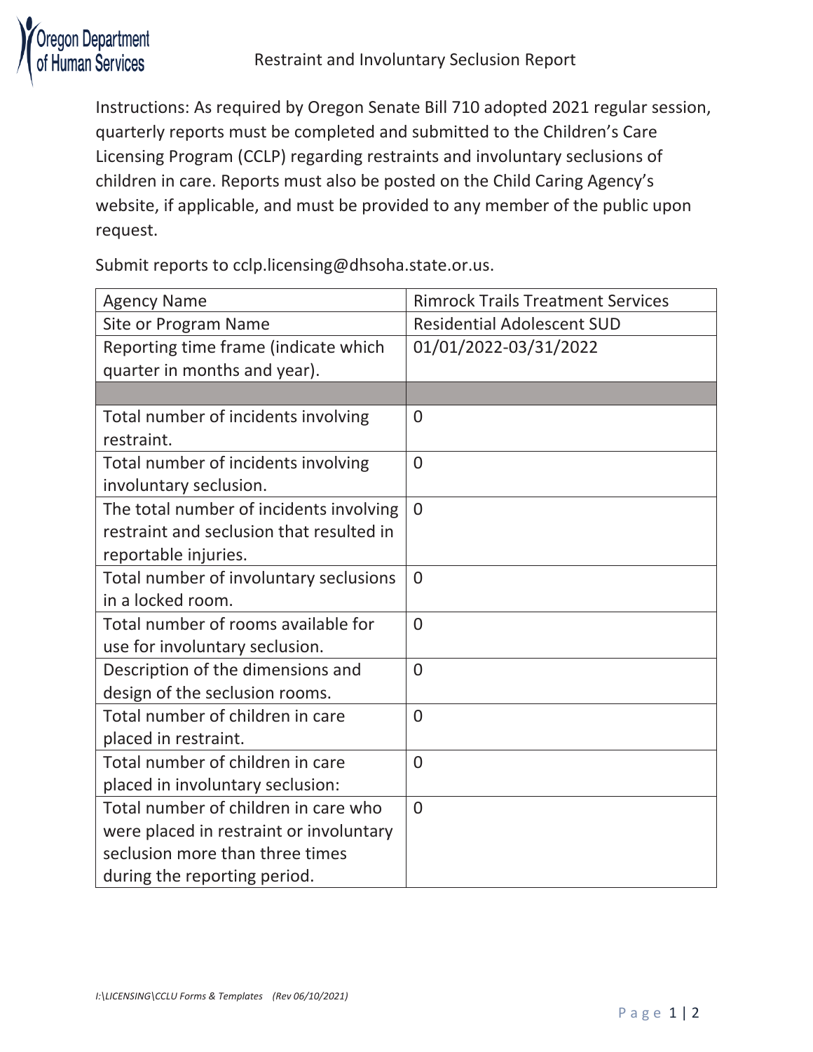Oregon Department of Human Services

# Restraint and Involuntary Seclusion Report

Instructions: As required by Oregon Senate Bill 710 adopted 2021 regular session, quarterly reports must be completed and submitted to the Children's Care Licensing Program (CCLP) regarding restraints and involuntary seclusions of children in care. Reports must also be posted on the Child Caring Agency's website, if applicable, and must be provided to any member of the public upon request.

Submit reports to cclp.licensing@dhsoha.state.or.us.

| | |
|---|---|
| Agency Name | Rimrock Trails Treatment Services |
| Site or Program Name | Residential Adolescent SUD |
| Reporting time frame (indicate which quarter in months and year). | 01/01/2022-03/31/2022 |
| | |
| Total number of incidents involving restraint. | 0 |
| Total number of incidents involving involuntary seclusion. | 0 |
| The total number of incidents involving restraint and seclusion that resulted in reportable injuries. | 0 |
| Total number of involuntary seclusions in a locked room. | 0 |
| Total number of rooms available for use for involuntary seclusion. | 0 |
| Description of the dimensions and design of the seclusion rooms. | 0 |
| Total number of children in care placed in restraint. | 0 |
| Total number of children in care placed in involuntary seclusion: | 0 |
| Total number of children in care who were placed in restraint or involuntary seclusion more than three times during the reporting period. | 0 |

*I:\LICENSING\CCLU Forms & Templates (Rev 06/10/2021)*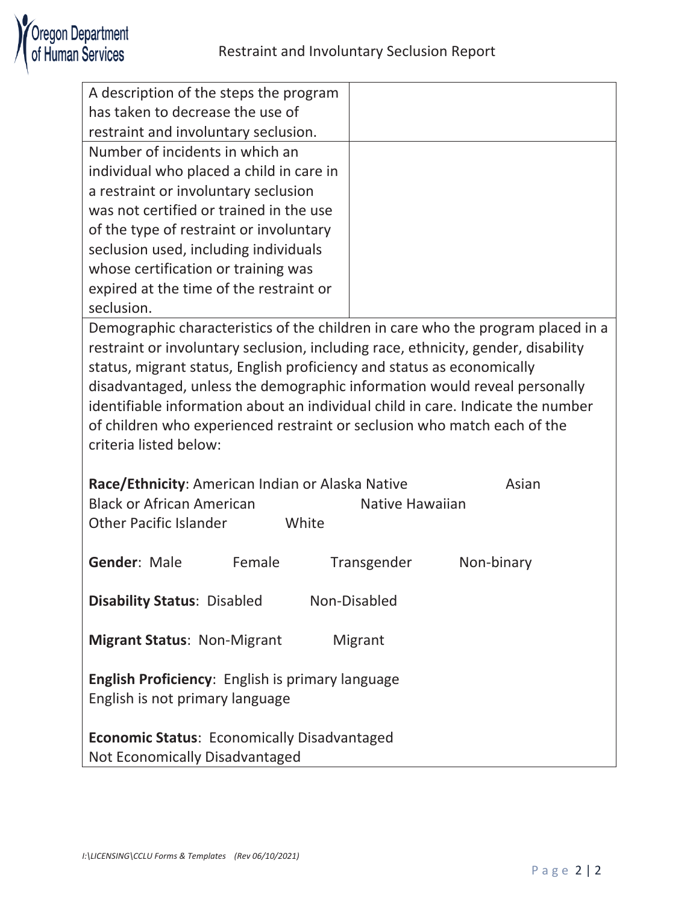| | |
|---|---|
| A description of the steps the program has taken to decrease the use of restraint and involuntary seclusion. | |
| Number of incidents in which an individual who placed a child in care in a restraint or involuntary seclusion was not certified or trained in the use of the type of restraint or involuntary seclusion used, including individuals whose certification or training was expired at the time of the restraint or seclusion. | |

Demographic characteristics of the children in care who the program placed in a restraint or involuntary seclusion, including race, ethnicity, gender, disability status, migrant status, English proficiency and status as economically disadvantaged, unless the demographic information would reveal personally identifiable information about an individual child in care. Indicate the number of children who experienced restraint or seclusion who match each of the criteria listed below:

**Race/Ethnicity**: American Indian or Alaska Native     Asian
Black or African American     Native Hawaiian
Other Pacific Islander     White

**Gender**: Male     Female     Transgender     Non-binary

**Disability Status**: Disabled     Non-Disabled

**Migrant Status**: Non-Migrant     Migrant

**English Proficiency**: English is primary language
English is not primary language

**Economic Status**: Economically Disadvantaged
Not Economically Disadvantaged

*I:\LICENSING\CCLU Forms & Templates (Rev 06/10/2021)*